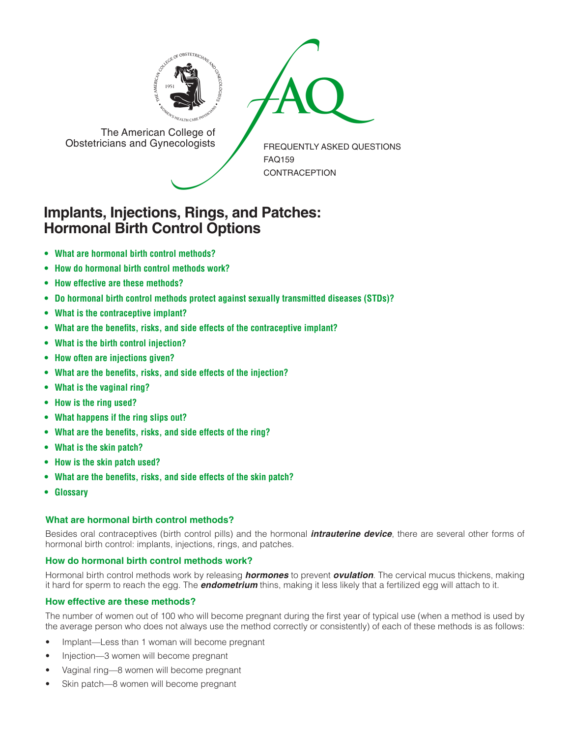The American College of Obstetricians and Gynecologists

FREQUENTLY ASKED QUESTIONS
FAQ159
CONTRACEPTION

# Implants, Injections, Rings, and Patches: Hormonal Birth Control Options

- **What are hormonal birth control methods?**
- **How do hormonal birth control methods work?**
- **How effective are these methods?**
- **Do hormonal birth control methods protect against sexually transmitted diseases (STDs)?**
- **What is the contraceptive implant?**
- **What are the benefits, risks, and side effects of the contraceptive implant?**
- **What is the birth control injection?**
- **How often are injections given?**
- **What are the benefits, risks, and side effects of the injection?**
- **What is the vaginal ring?**
- **How is the ring used?**
- **What happens if the ring slips out?**
- **What are the benefits, risks, and side effects of the ring?**
- **What is the skin patch?**
- **How is the skin patch used?**
- **What are the benefits, risks, and side effects of the skin patch?**
- **Glossary**

### What are hormonal birth control methods?

Besides oral contraceptives (birth control pills) and the hormonal ***intrauterine device***, there are several other forms of hormonal birth control: implants, injections, rings, and patches.

### How do hormonal birth control methods work?

Hormonal birth control methods work by releasing ***hormones*** to prevent ***ovulation***. The cervical mucus thickens, making it hard for sperm to reach the egg. The ***endometrium*** thins, making it less likely that a fertilized egg will attach to it.

### How effective are these methods?

The number of women out of 100 who will become pregnant during the first year of typical use (when a method is used by the average person who does not always use the method correctly or consistently) of each of these methods is as follows:

- Implant—Less than 1 woman will become pregnant
- Injection—3 women will become pregnant
- Vaginal ring—8 women will become pregnant
- Skin patch—8 women will become pregnant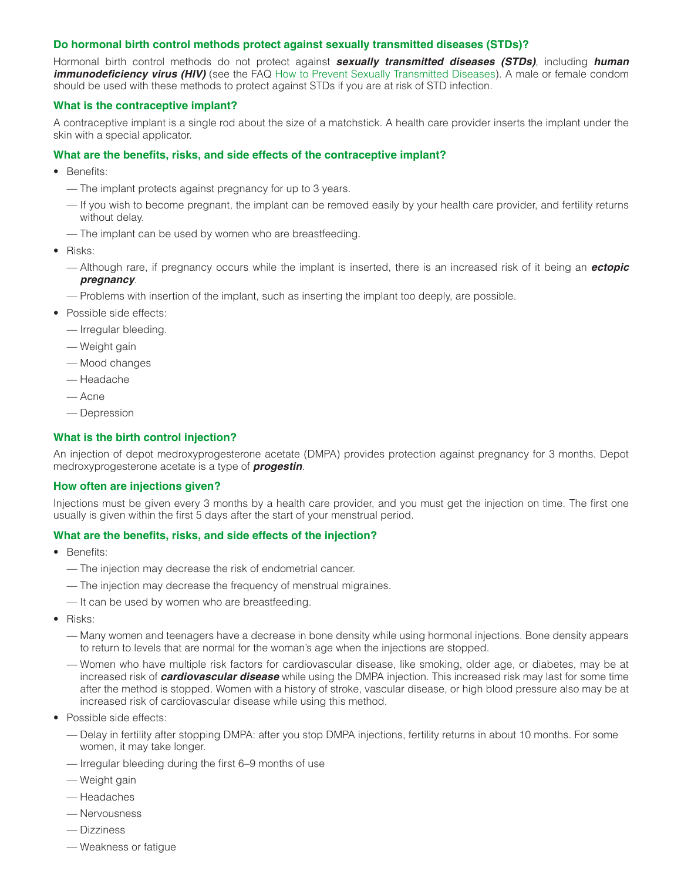### Do hormonal birth control methods protect against sexually transmitted diseases (STDs)?

Hormonal birth control methods do not protect against ***sexually transmitted diseases (STDs)***, including ***human immunodeficiency virus (HIV)*** (see the FAQ How to Prevent Sexually Transmitted Diseases). A male or female condom should be used with these methods to protect against STDs if you are at risk of STD infection.

### What is the contraceptive implant?

A contraceptive implant is a single rod about the size of a matchstick. A health care provider inserts the implant under the skin with a special applicator.

### What are the benefits, risks, and side effects of the contraceptive implant?

- Benefits:
  - — The implant protects against pregnancy for up to 3 years.
  - — If you wish to become pregnant, the implant can be removed easily by your health care provider, and fertility returns without delay.
  - — The implant can be used by women who are breastfeeding.
- Risks:
  - — Although rare, if pregnancy occurs while the implant is inserted, there is an increased risk of it being an ***ectopic pregnancy***.
  - — Problems with insertion of the implant, such as inserting the implant too deeply, are possible.
- Possible side effects:
  - — Irregular bleeding.
  - — Weight gain
  - — Mood changes
  - — Headache
  - — Acne
  - — Depression

### What is the birth control injection?

An injection of depot medroxyprogesterone acetate (DMPA) provides protection against pregnancy for 3 months. Depot medroxyprogesterone acetate is a type of ***progestin***.

### How often are injections given?

Injections must be given every 3 months by a health care provider, and you must get the injection on time. The first one usually is given within the first 5 days after the start of your menstrual period.

### What are the benefits, risks, and side effects of the injection?

- Benefits:
  - — The injection may decrease the risk of endometrial cancer.
  - — The injection may decrease the frequency of menstrual migraines.
  - — It can be used by women who are breastfeeding.
- Risks:
  - — Many women and teenagers have a decrease in bone density while using hormonal injections. Bone density appears to return to levels that are normal for the woman's age when the injections are stopped.
  - — Women who have multiple risk factors for cardiovascular disease, like smoking, older age, or diabetes, may be at increased risk of ***cardiovascular disease*** while using the DMPA injection. This increased risk may last for some time after the method is stopped. Women with a history of stroke, vascular disease, or high blood pressure also may be at increased risk of cardiovascular disease while using this method.
- Possible side effects:
  - — Delay in fertility after stopping DMPA: after you stop DMPA injections, fertility returns in about 10 months. For some women, it may take longer.
  - — Irregular bleeding during the first 6–9 months of use
  - — Weight gain
  - — Headaches
  - — Nervousness
  - — Dizziness
  - — Weakness or fatigue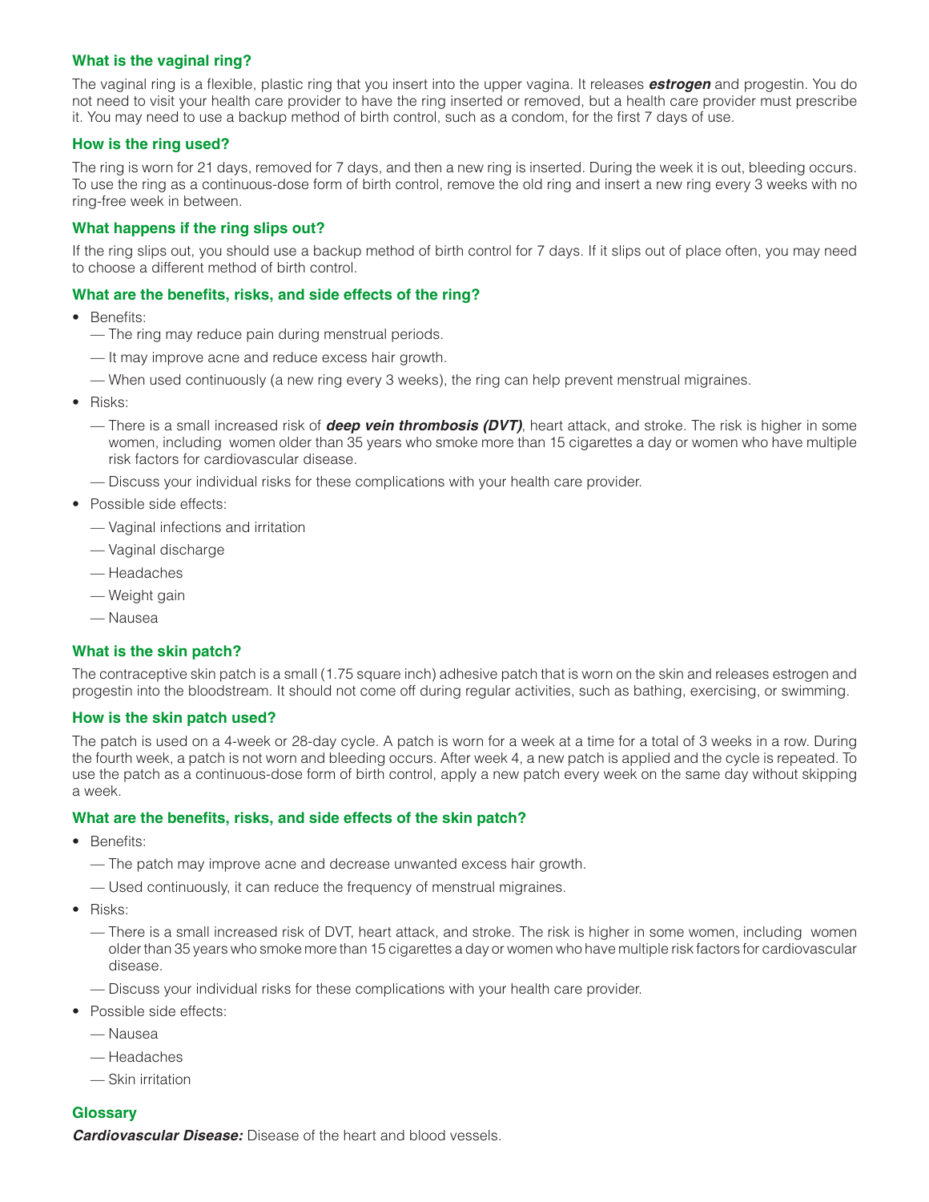### What is the vaginal ring?

The vaginal ring is a flexible, plastic ring that you insert into the upper vagina. It releases ***estrogen*** and progestin. You do not need to visit your health care provider to have the ring inserted or removed, but a health care provider must prescribe it. You may need to use a backup method of birth control, such as a condom, for the first 7 days of use.

### How is the ring used?

The ring is worn for 21 days, removed for 7 days, and then a new ring is inserted. During the week it is out, bleeding occurs. To use the ring as a continuous-dose form of birth control, remove the old ring and insert a new ring every 3 weeks with no ring-free week in between.

### What happens if the ring slips out?

If the ring slips out, you should use a backup method of birth control for 7 days. If it slips out of place often, you may need to choose a different method of birth control.

### What are the benefits, risks, and side effects of the ring?

- Benefits:
  - The ring may reduce pain during menstrual periods.
  - It may improve acne and reduce excess hair growth.
  - When used continuously (a new ring every 3 weeks), the ring can help prevent menstrual migraines.
- Risks:
  - There is a small increased risk of ***deep vein thrombosis (DVT)***, heart attack, and stroke. The risk is higher in some women, including women older than 35 years who smoke more than 15 cigarettes a day or women who have multiple risk factors for cardiovascular disease.
  - Discuss your individual risks for these complications with your health care provider.
- Possible side effects:
  - Vaginal infections and irritation
  - Vaginal discharge
  - Headaches
  - Weight gain
  - Nausea

### What is the skin patch?

The contraceptive skin patch is a small (1.75 square inch) adhesive patch that is worn on the skin and releases estrogen and progestin into the bloodstream. It should not come off during regular activities, such as bathing, exercising, or swimming.

### How is the skin patch used?

The patch is used on a 4-week or 28-day cycle. A patch is worn for a week at a time for a total of 3 weeks in a row. During the fourth week, a patch is not worn and bleeding occurs. After week 4, a new patch is applied and the cycle is repeated. To use the patch as a continuous-dose form of birth control, apply a new patch every week on the same day without skipping a week.

### What are the benefits, risks, and side effects of the skin patch?

- Benefits:
  - The patch may improve acne and decrease unwanted excess hair growth.
  - Used continuously, it can reduce the frequency of menstrual migraines.
- Risks:
  - There is a small increased risk of DVT, heart attack, and stroke. The risk is higher in some women, including women older than 35 years who smoke more than 15 cigarettes a day or women who have multiple risk factors for cardiovascular disease.
  - Discuss your individual risks for these complications with your health care provider.
- Possible side effects:
  - Nausea
  - Headaches
  - Skin irritation

### Glossary

***Cardiovascular Disease:*** Disease of the heart and blood vessels.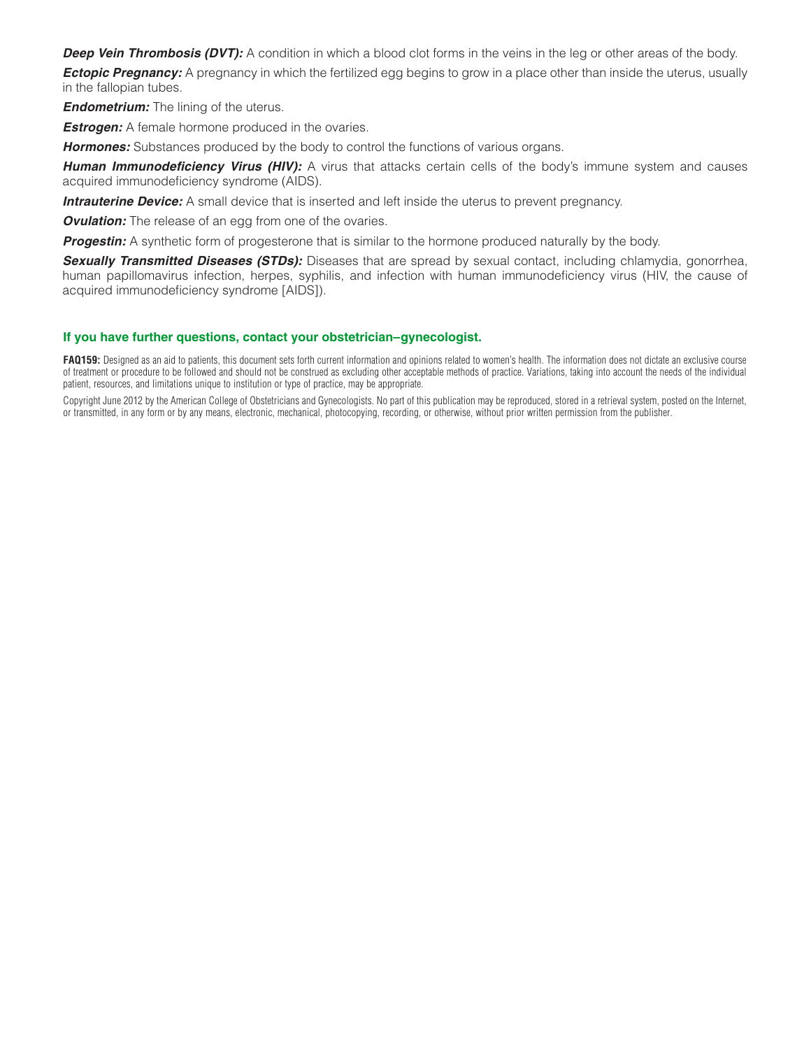***Deep Vein Thrombosis (DVT):*** A condition in which a blood clot forms in the veins in the leg or other areas of the body.

***Ectopic Pregnancy:*** A pregnancy in which the fertilized egg begins to grow in a place other than inside the uterus, usually in the fallopian tubes.

***Endometrium:*** The lining of the uterus.

***Estrogen:*** A female hormone produced in the ovaries.

***Hormones:*** Substances produced by the body to control the functions of various organs.

***Human Immunodeficiency Virus (HIV):*** A virus that attacks certain cells of the body's immune system and causes acquired immunodeficiency syndrome (AIDS).

***Intrauterine Device:*** A small device that is inserted and left inside the uterus to prevent pregnancy.

***Ovulation:*** The release of an egg from one of the ovaries.

***Progestin:*** A synthetic form of progesterone that is similar to the hormone produced naturally by the body.

***Sexually Transmitted Diseases (STDs):*** Diseases that are spread by sexual contact, including chlamydia, gonorrhea, human papillomavirus infection, herpes, syphilis, and infection with human immunodeficiency virus (HIV, the cause of acquired immunodeficiency syndrome [AIDS]).

**If you have further questions, contact your obstetrician–gynecologist.**

**FAQ159:** Designed as an aid to patients, this document sets forth current information and opinions related to women's health. The information does not dictate an exclusive course of treatment or procedure to be followed and should not be construed as excluding other acceptable methods of practice. Variations, taking into account the needs of the individual patient, resources, and limitations unique to institution or type of practice, may be appropriate.

Copyright June 2012 by the American College of Obstetricians and Gynecologists. No part of this publication may be reproduced, stored in a retrieval system, posted on the Internet, or transmitted, in any form or by any means, electronic, mechanical, photocopying, recording, or otherwise, without prior written permission from the publisher.